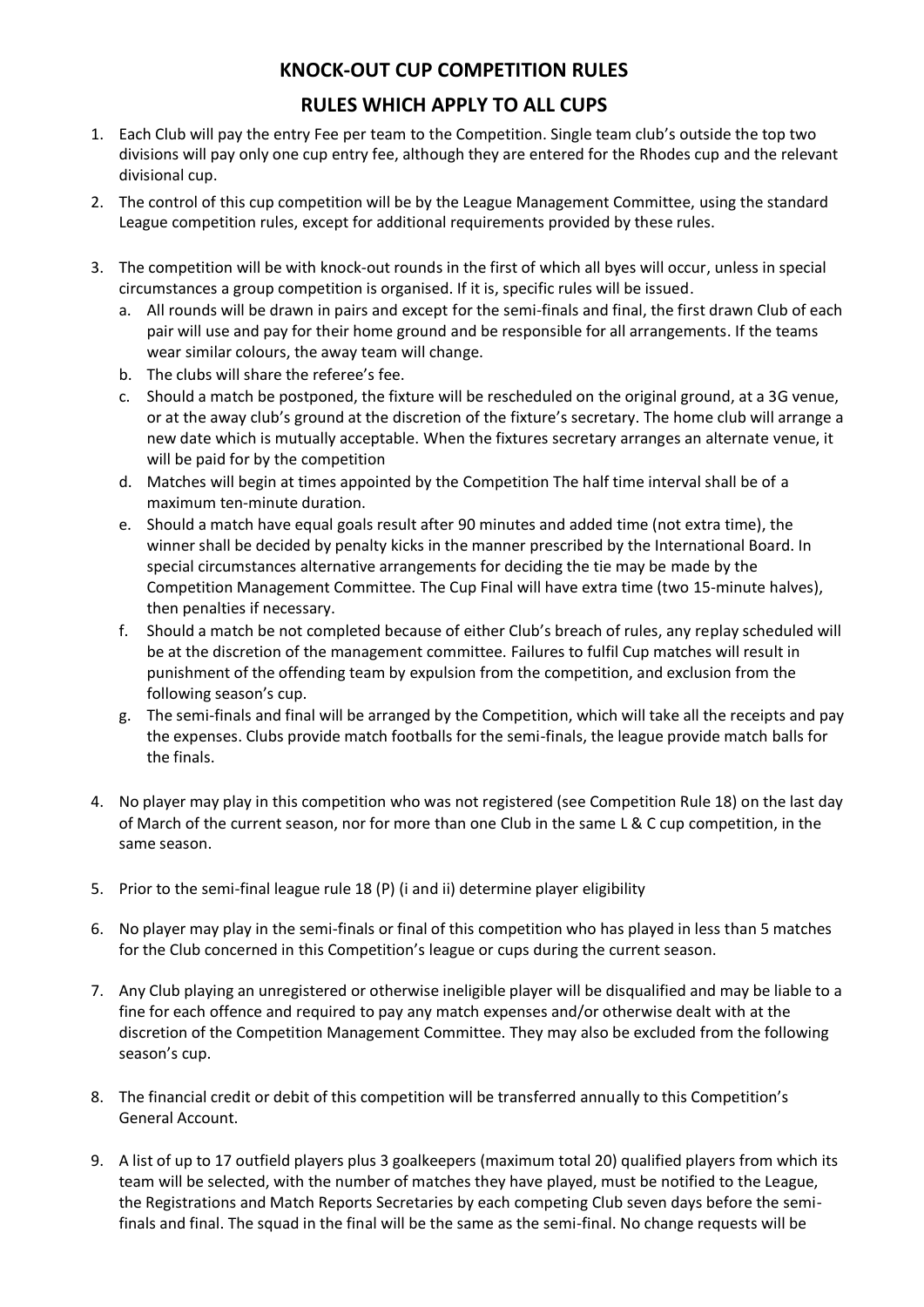# KNOCK-OUT CUP COMPETITION RULES

## RULES WHICH APPLY TO ALL CUPS

1. Each Club will pay the entry Fee per team to the Competition. Single team club's outside the top two divisions will pay only one cup entry fee, although they are entered for the Rhodes cup and the relevant divisional cup.

2. The control of this cup competition will be by the League Management Committee, using the standard League competition rules, except for additional requirements provided by these rules.

3. The competition will be with knock-out rounds in the first of which all byes will occur, unless in special circumstances a group competition is organised. If it is, specific rules will be issued.
   a. All rounds will be drawn in pairs and except for the semi-finals and final, the first drawn Club of each pair will use and pay for their home ground and be responsible for all arrangements. If the teams wear similar colours, the away team will change.
   b. The clubs will share the referee's fee.
   c. Should a match be postponed, the fixture will be rescheduled on the original ground, at a 3G venue, or at the away club's ground at the discretion of the fixture's secretary. The home club will arrange a new date which is mutually acceptable. When the fixtures secretary arranges an alternate venue, it will be paid for by the competition
   d. Matches will begin at times appointed by the Competition The half time interval shall be of a maximum ten-minute duration.
   e. Should a match have equal goals result after 90 minutes and added time (not extra time), the winner shall be decided by penalty kicks in the manner prescribed by the International Board. In special circumstances alternative arrangements for deciding the tie may be made by the Competition Management Committee. The Cup Final will have extra time (two 15-minute halves), then penalties if necessary.
   f. Should a match be not completed because of either Club's breach of rules, any replay scheduled will be at the discretion of the management committee. Failures to fulfil Cup matches will result in punishment of the offending team by expulsion from the competition, and exclusion from the following season's cup.
   g. The semi-finals and final will be arranged by the Competition, which will take all the receipts and pay the expenses. Clubs provide match footballs for the semi-finals, the league provide match balls for the finals.

4. No player may play in this competition who was not registered (see Competition Rule 18) on the last day of March of the current season, nor for more than one Club in the same L & C cup competition, in the same season.

5. Prior to the semi-final league rule 18 (P) (i and ii) determine player eligibility

6. No player may play in the semi-finals or final of this competition who has played in less than 5 matches for the Club concerned in this Competition's league or cups during the current season.

7. Any Club playing an unregistered or otherwise ineligible player will be disqualified and may be liable to a fine for each offence and required to pay any match expenses and/or otherwise dealt with at the discretion of the Competition Management Committee. They may also be excluded from the following season's cup.

8. The financial credit or debit of this competition will be transferred annually to this Competition's General Account.

9. A list of up to 17 outfield players plus 3 goalkeepers (maximum total 20) qualified players from which its team will be selected, with the number of matches they have played, must be notified to the League, the Registrations and Match Reports Secretaries by each competing Club seven days before the semi-finals and final. The squad in the final will be the same as the semi-final. No change requests will be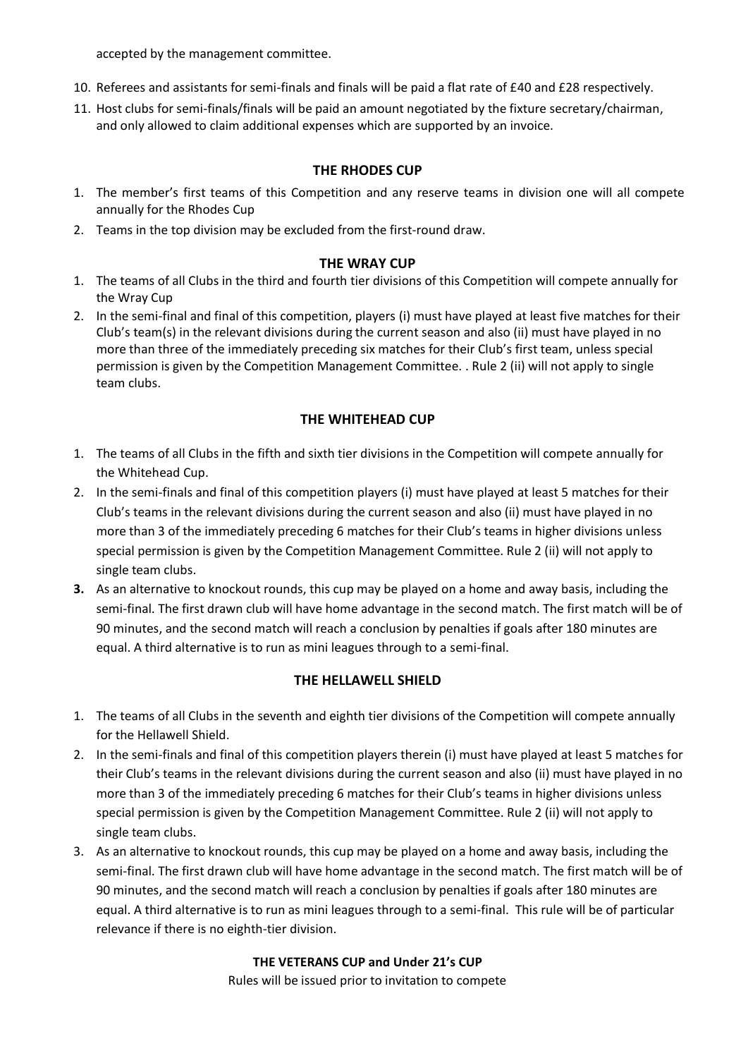accepted by the management committee.

10. Referees and assistants for semi-finals and finals will be paid a flat rate of £40 and £28 respectively.
11. Host clubs for semi-finals/finals will be paid an amount negotiated by the fixture secretary/chairman, and only allowed to claim additional expenses which are supported by an invoice.

## THE RHODES CUP

1. The member's first teams of this Competition and any reserve teams in division one will all compete annually for the Rhodes Cup
2. Teams in the top division may be excluded from the first-round draw.

## THE WRAY CUP

1. The teams of all Clubs in the third and fourth tier divisions of this Competition will compete annually for the Wray Cup
2. In the semi-final and final of this competition, players (i) must have played at least five matches for their Club's team(s) in the relevant divisions during the current season and also (ii) must have played in no more than three of the immediately preceding six matches for their Club's first team, unless special permission is given by the Competition Management Committee. . Rule 2 (ii) will not apply to single team clubs.

## THE WHITEHEAD CUP

1. The teams of all Clubs in the fifth and sixth tier divisions in the Competition will compete annually for the Whitehead Cup.
2. In the semi-finals and final of this competition players (i) must have played at least 5 matches for their Club's teams in the relevant divisions during the current season and also (ii) must have played in no more than 3 of the immediately preceding 6 matches for their Club's teams in higher divisions unless special permission is given by the Competition Management Committee. Rule 2 (ii) will not apply to single team clubs.
3. As an alternative to knockout rounds, this cup may be played on a home and away basis, including the semi-final. The first drawn club will have home advantage in the second match. The first match will be of 90 minutes, and the second match will reach a conclusion by penalties if goals after 180 minutes are equal. A third alternative is to run as mini leagues through to a semi-final.

## THE HELLAWELL SHIELD

1. The teams of all Clubs in the seventh and eighth tier divisions of the Competition will compete annually for the Hellawell Shield.
2. In the semi-finals and final of this competition players therein (i) must have played at least 5 matches for their Club's teams in the relevant divisions during the current season and also (ii) must have played in no more than 3 of the immediately preceding 6 matches for their Club's teams in higher divisions unless special permission is given by the Competition Management Committee. Rule 2 (ii) will not apply to single team clubs.
3. As an alternative to knockout rounds, this cup may be played on a home and away basis, including the semi-final. The first drawn club will have home advantage in the second match. The first match will be of 90 minutes, and the second match will reach a conclusion by penalties if goals after 180 minutes are equal. A third alternative is to run as mini leagues through to a semi-final. This rule will be of particular relevance if there is no eighth-tier division.

## THE VETERANS CUP and Under 21's CUP

Rules will be issued prior to invitation to compete